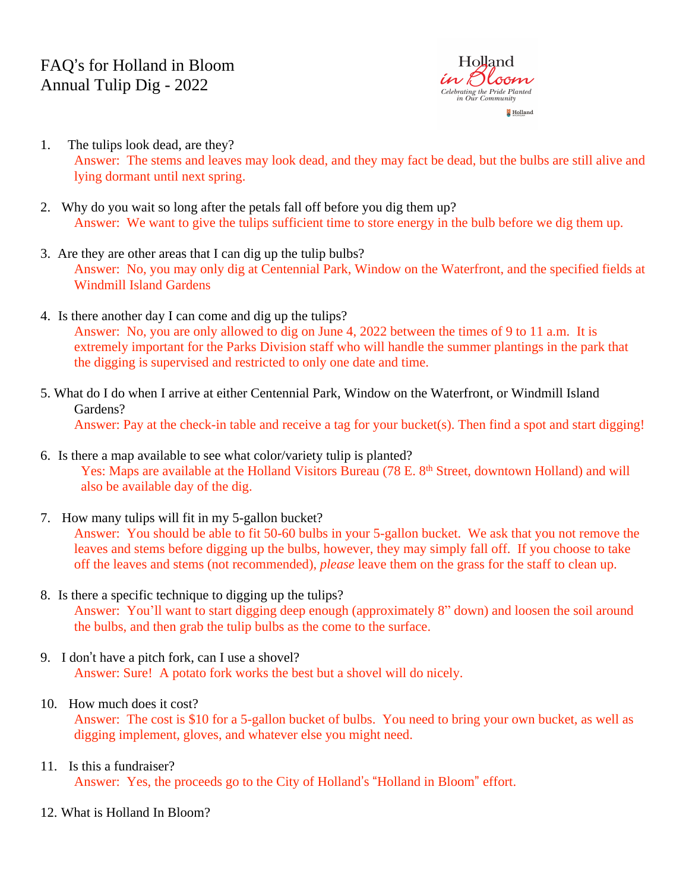# FAQ's for Holland in Bloom
# Annual Tulip Dig - 2022

Holland *in Bloom*
*Celebrating the Pride Planted in Our Community*
Holland

1. The tulips look dead, are they?
   Answer: The stems and leaves may look dead, and they may fact be dead, but the bulbs are still alive and lying dormant until next spring.

2. Why do you wait so long after the petals fall off before you dig them up?
   Answer: We want to give the tulips sufficient time to store energy in the bulb before we dig them up.

3. Are they are other areas that I can dig up the tulip bulbs?
   Answer: No, you may only dig at Centennial Park, Window on the Waterfront, and the specified fields at Windmill Island Gardens

4. Is there another day I can come and dig up the tulips?
   Answer: No, you are only allowed to dig on June 4, 2022 between the times of 9 to 11 a.m. It is extremely important for the Parks Division staff who will handle the summer plantings in the park that the digging is supervised and restricted to only one date and time.

5. What do I do when I arrive at either Centennial Park, Window on the Waterfront, or Windmill Island Gardens?
   Answer: Pay at the check-in table and receive a tag for your bucket(s). Then find a spot and start digging!

6. Is there a map available to see what color/variety tulip is planted?
   Yes: Maps are available at the Holland Visitors Bureau (78 E. 8th Street, downtown Holland) and will also be available day of the dig.

7. How many tulips will fit in my 5-gallon bucket?
   Answer: You should be able to fit 50-60 bulbs in your 5-gallon bucket. We ask that you not remove the leaves and stems before digging up the bulbs, however, they may simply fall off. If you choose to take off the leaves and stems (not recommended), *please* leave them on the grass for the staff to clean up.

8. Is there a specific technique to digging up the tulips?
   Answer: You'll want to start digging deep enough (approximately 8" down) and loosen the soil around the bulbs, and then grab the tulip bulbs as the come to the surface.

9. I don't have a pitch fork, can I use a shovel?
   Answer: Sure! A potato fork works the best but a shovel will do nicely.

10. How much does it cost?
    Answer: The cost is $10 for a 5-gallon bucket of bulbs. You need to bring your own bucket, as well as digging implement, gloves, and whatever else you might need.

11. Is this a fundraiser?
    Answer: Yes, the proceeds go to the City of Holland's "Holland in Bloom" effort.

12. What is Holland In Bloom?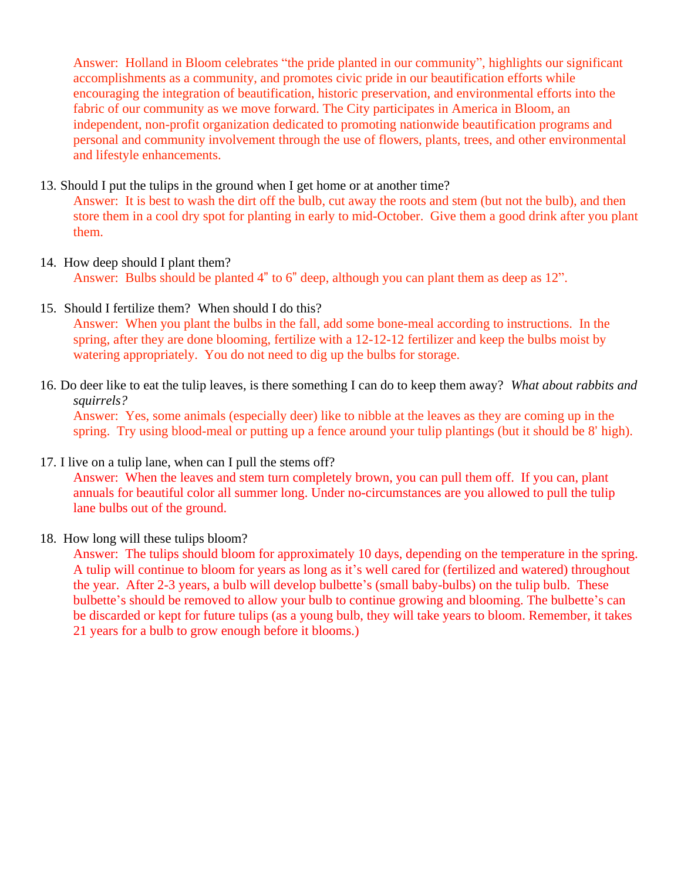Answer:  Holland in Bloom celebrates "the pride planted in our community", highlights our significant accomplishments as a community, and promotes civic pride in our beautification efforts while encouraging the integration of beautification, historic preservation, and environmental efforts into the fabric of our community as we move forward. The City participates in America in Bloom, an independent, non-profit organization dedicated to promoting nationwide beautification programs and personal and community involvement through the use of flowers, plants, trees, and other environmental and lifestyle enhancements.

13. Should I put the tulips in the ground when I get home or at another time?
    Answer:  It is best to wash the dirt off the bulb, cut away the roots and stem (but not the bulb), and then store them in a cool dry spot for planting in early to mid-October.  Give them a good drink after you plant them.

14. How deep should I plant them?
    Answer:  Bulbs should be planted 4" to 6" deep, although you can plant them as deep as 12".

15. Should I fertilize them?  When should I do this?
    Answer:  When you plant the bulbs in the fall, add some bone-meal according to instructions.  In the spring, after they are done blooming, fertilize with a 12-12-12 fertilizer and keep the bulbs moist by watering appropriately.  You do not need to dig up the bulbs for storage.

16. Do deer like to eat the tulip leaves, is there something I can do to keep them away?  *What about rabbits and squirrels?*
    Answer:  Yes, some animals (especially deer) like to nibble at the leaves as they are coming up in the spring.  Try using blood-meal or putting up a fence around your tulip plantings (but it should be 8' high).

17. I live on a tulip lane, when can I pull the stems off?
    Answer:  When the leaves and stem turn completely brown, you can pull them off.  If you can, plant annuals for beautiful color all summer long. Under no-circumstances are you allowed to pull the tulip lane bulbs out of the ground.

18. How long will these tulips bloom?
    Answer:  The tulips should bloom for approximately 10 days, depending on the temperature in the spring. A tulip will continue to bloom for years as long as it's well cared for (fertilized and watered) throughout the year.  After 2-3 years, a bulb will develop bulbette's (small baby-bulbs) on the tulip bulb.  These bulbette's should be removed to allow your bulb to continue growing and blooming. The bulbette's can be discarded or kept for future tulips (as a young bulb, they will take years to bloom. Remember, it takes 21 years for a bulb to grow enough before it blooms.)